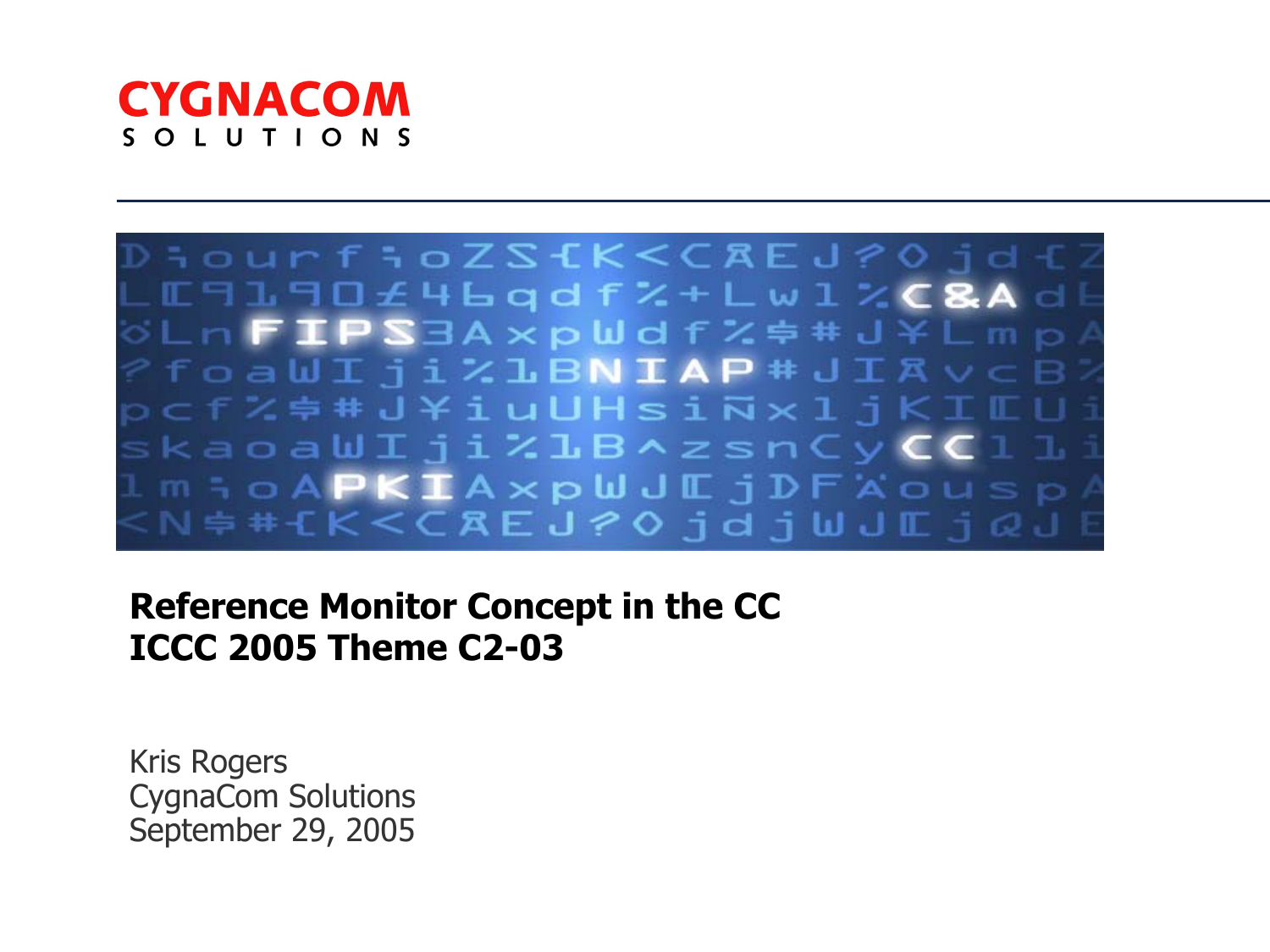CYGNACOM SOLUTIONS

# Reference Monitor Concept in the CC
# ICCC 2005 Theme C2-03

Kris Rogers
CygnaCom Solutions
September 29, 2005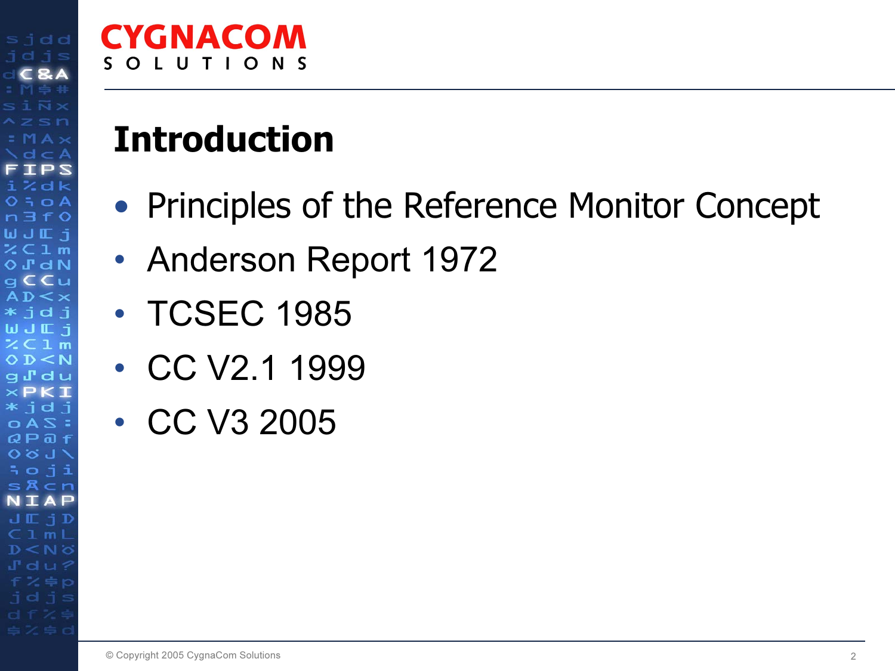# Introduction

- Principles of the Reference Monitor Concept
- Anderson Report 1972
- TCSEC 1985
- CC V2.1 1999
- CC V3 2005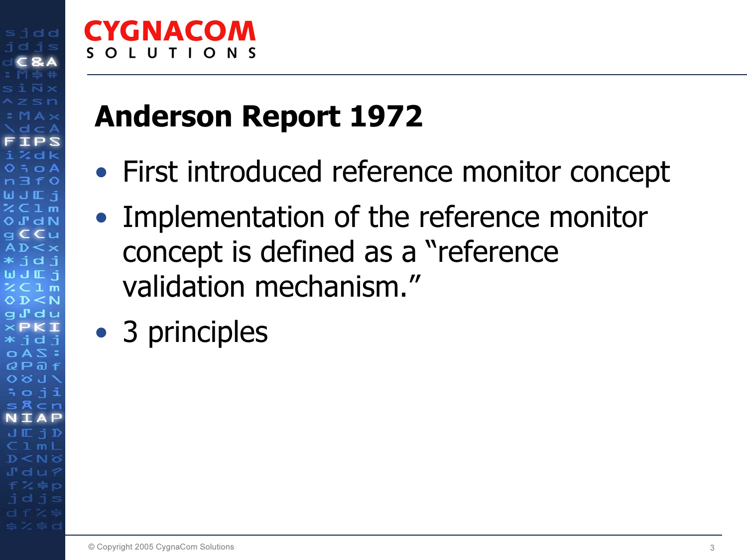# Anderson Report 1972

- First introduced reference monitor concept
- Implementation of the reference monitor concept is defined as a "reference validation mechanism."
- 3 principles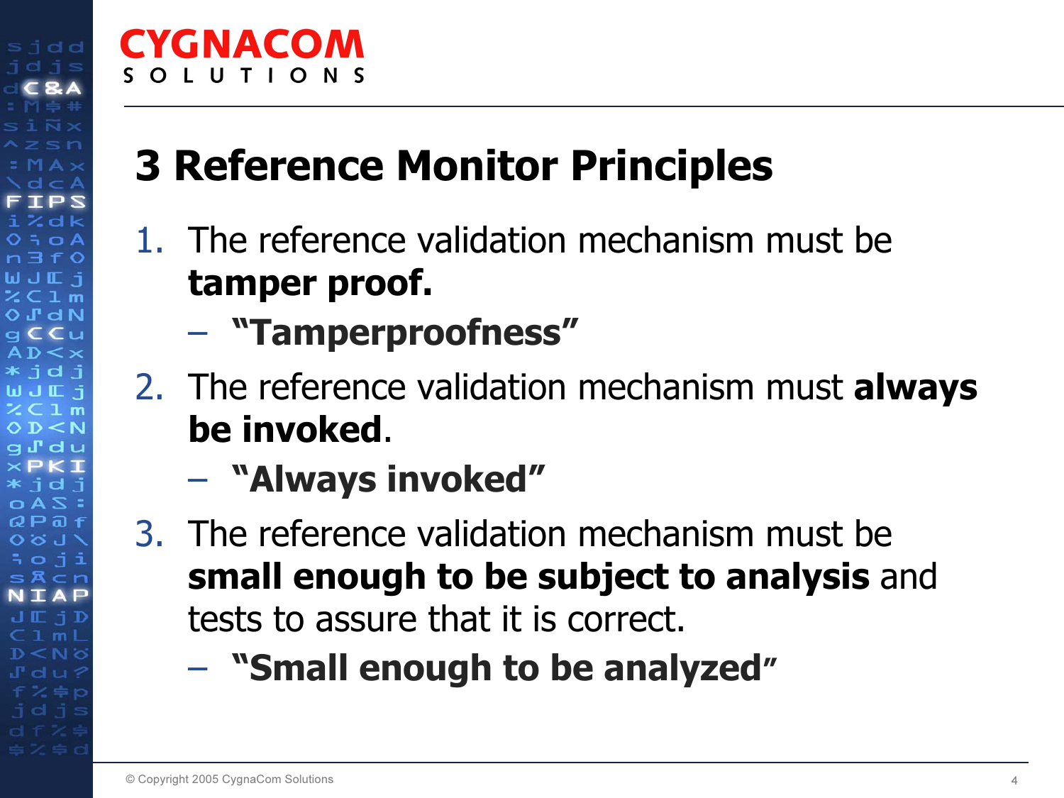# 3 Reference Monitor Principles

1. The reference validation mechanism must be **tamper proof.**
   - **"Tamperproofness"**
2. The reference validation mechanism must **always be invoked**.
   - **"Always invoked"**
3. The reference validation mechanism must be **small enough to be subject to analysis** and tests to assure that it is correct.
   - **"Small enough to be analyzed"**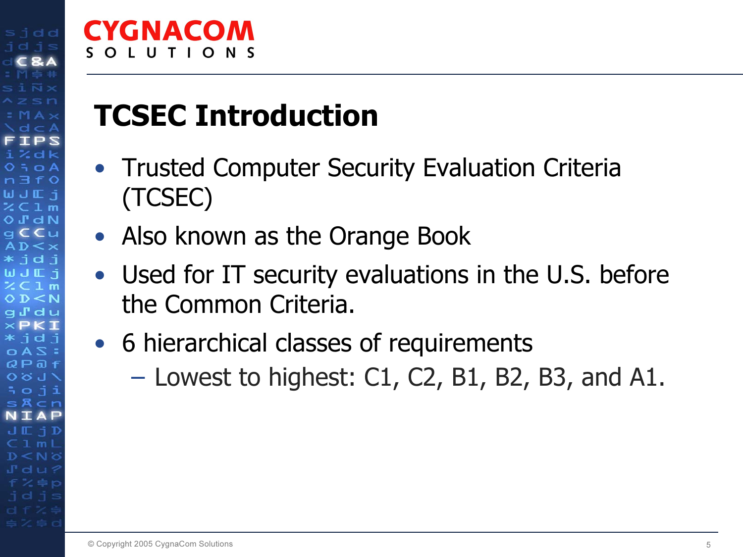# TCSEC Introduction

- Trusted Computer Security Evaluation Criteria (TCSEC)
- Also known as the Orange Book
- Used for IT security evaluations in the U.S. before the Common Criteria.
- 6 hierarchical classes of requirements
  - Lowest to highest: C1, C2, B1, B2, B3, and A1.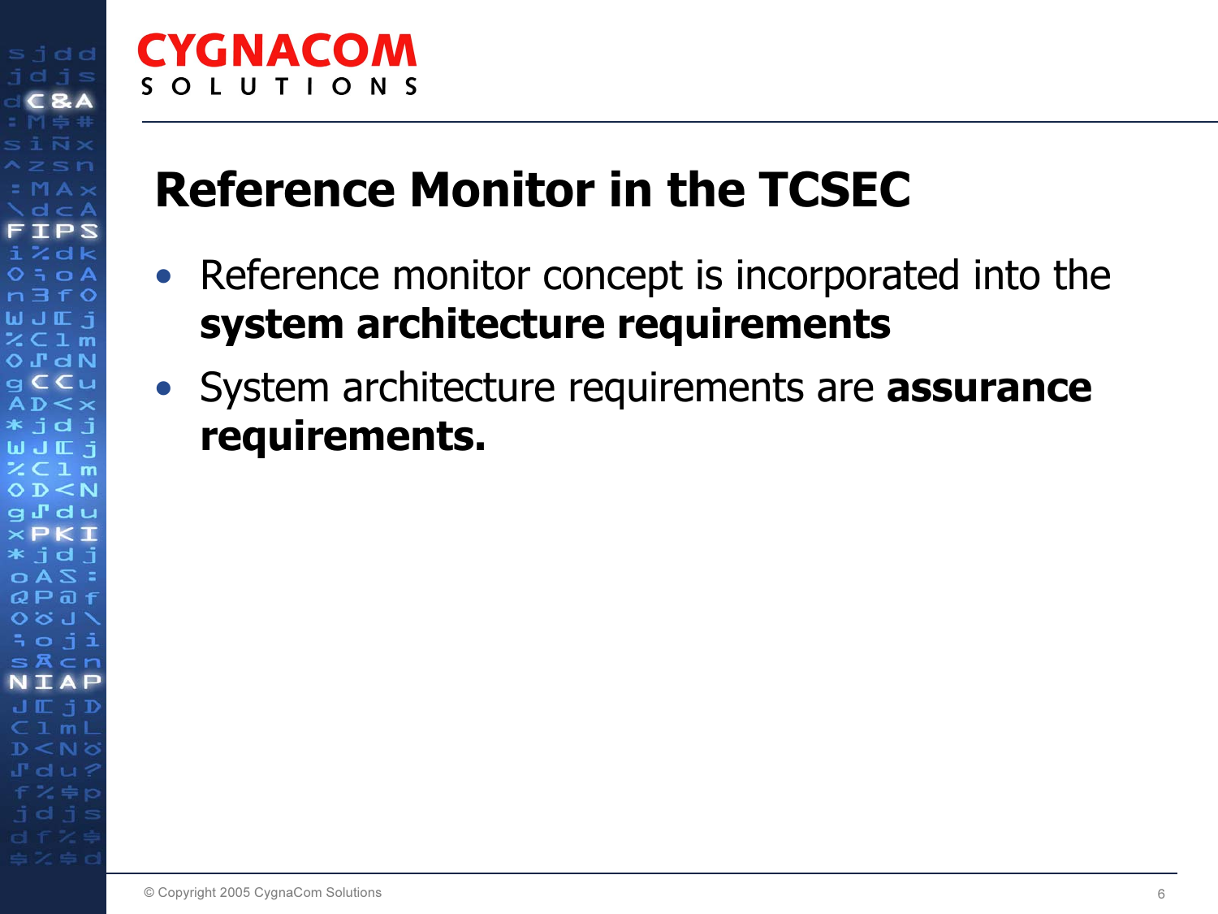# Reference Monitor in the TCSEC

- Reference monitor concept is incorporated into the **system architecture requirements**
- System architecture requirements are **assurance requirements.**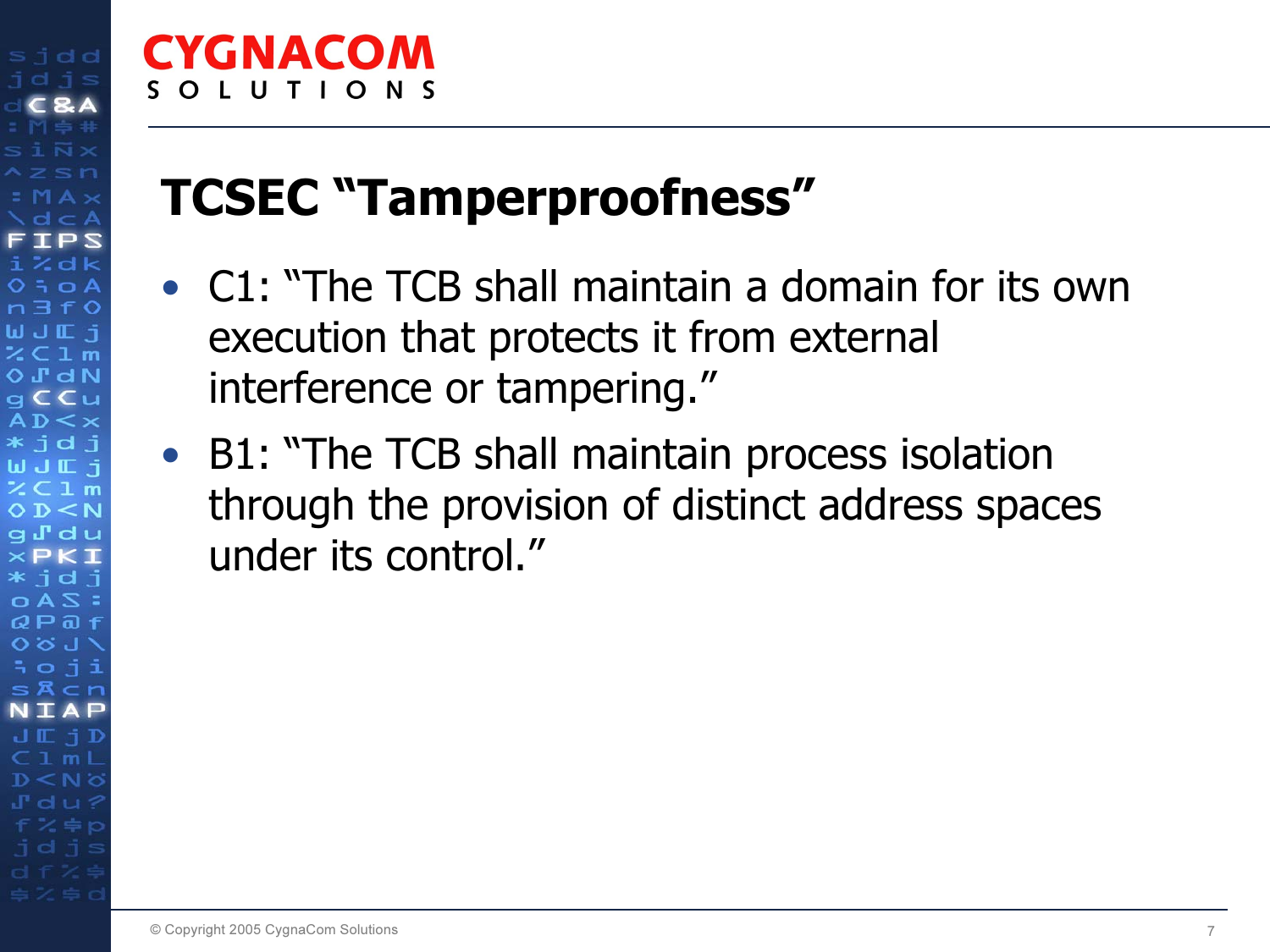# TCSEC "Tamperproofness"

- C1: "The TCB shall maintain a domain for its own execution that protects it from external interference or tampering."
- B1: "The TCB shall maintain process isolation through the provision of distinct address spaces under its control."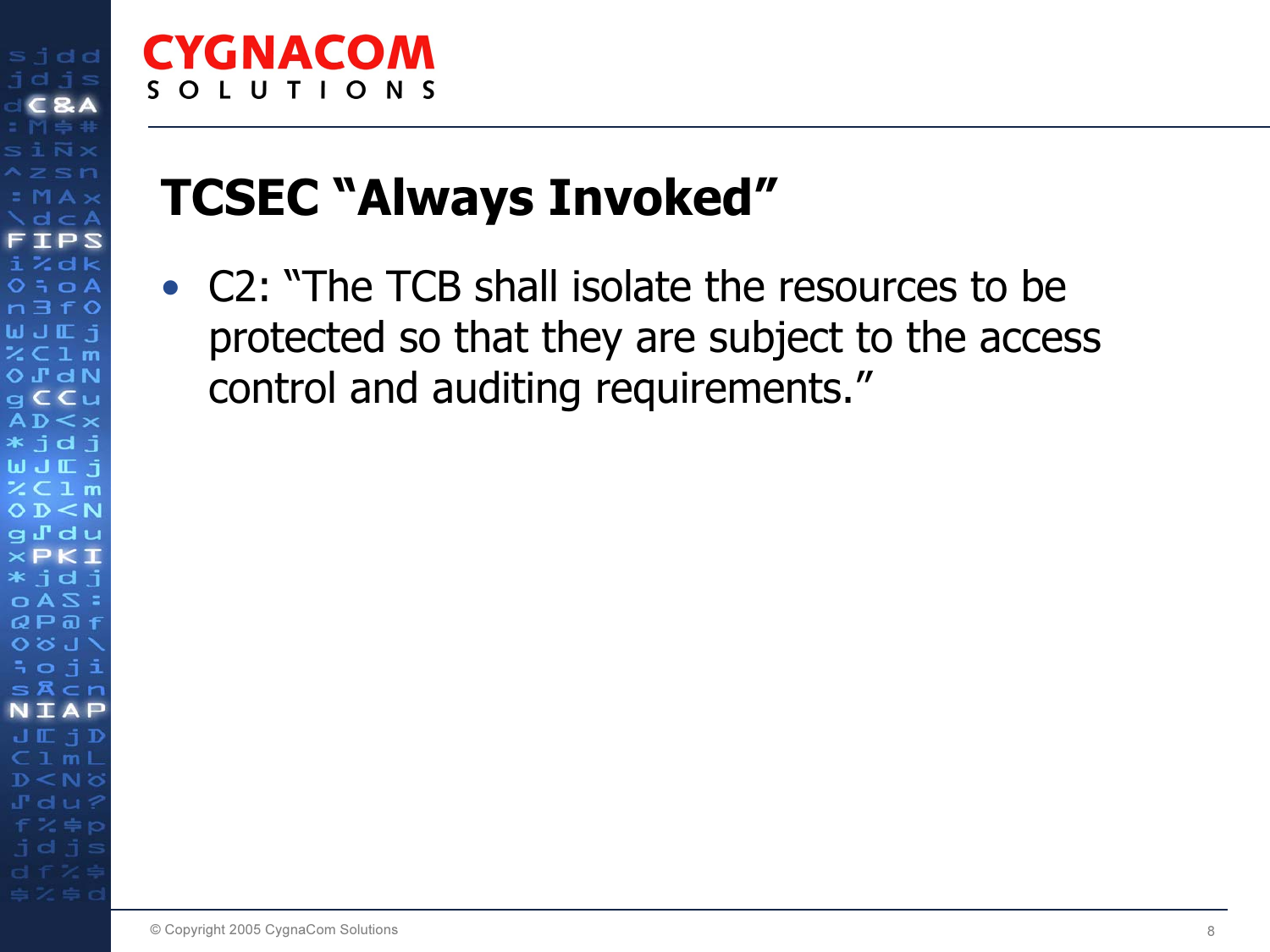# TCSEC "Always Invoked"

- C2: "The TCB shall isolate the resources to be protected so that they are subject to the access control and auditing requirements."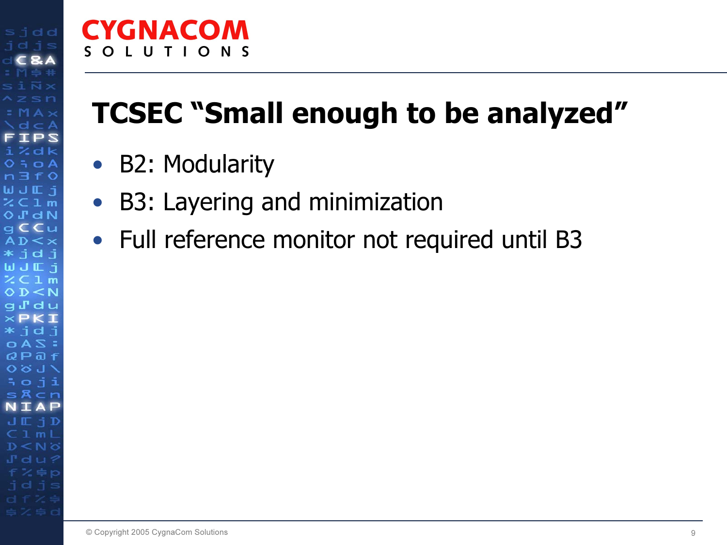# TCSEC "Small enough to be analyzed"

- B2: Modularity
- B3: Layering and minimization
- Full reference monitor not required until B3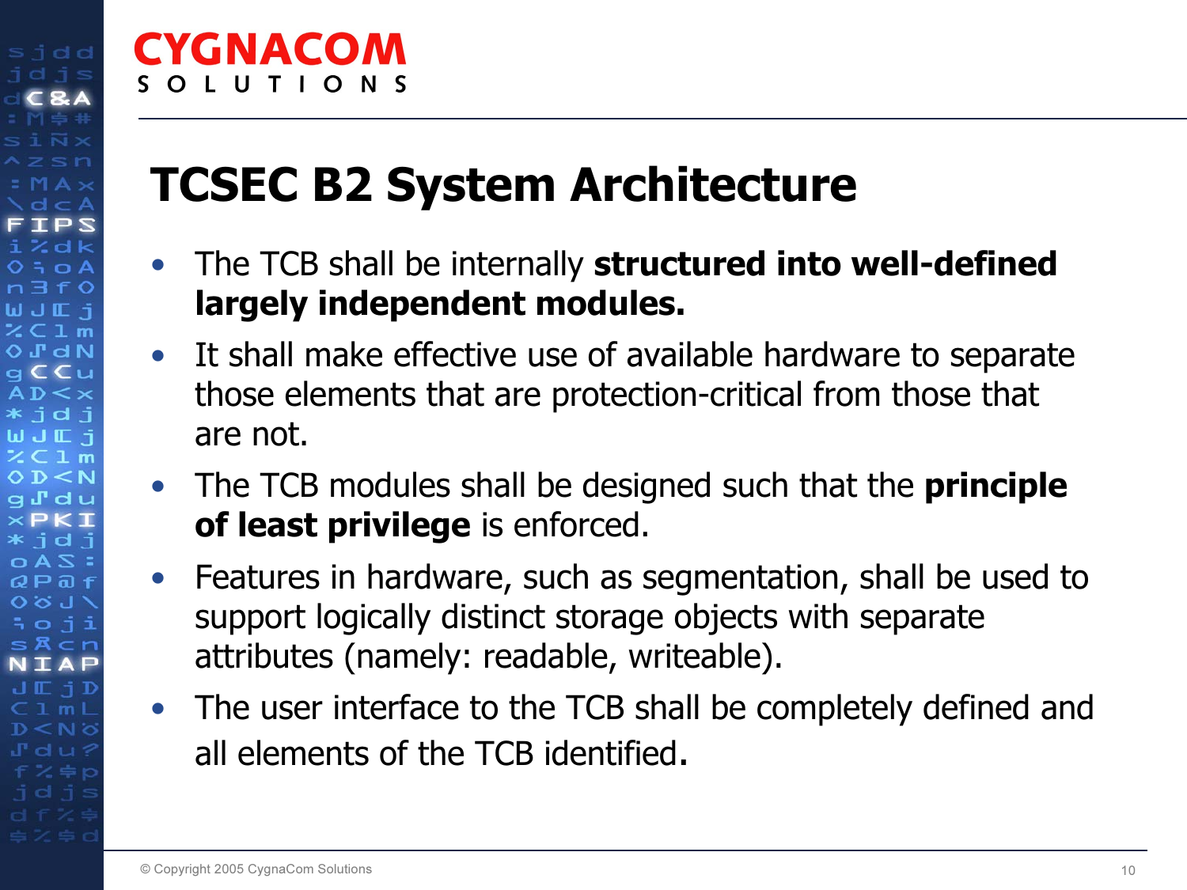# TCSEC B2 System Architecture

- The TCB shall be internally **structured into well-defined largely independent modules.**
- It shall make effective use of available hardware to separate those elements that are protection-critical from those that are not.
- The TCB modules shall be designed such that the **principle of least privilege** is enforced.
- Features in hardware, such as segmentation, shall be used to support logically distinct storage objects with separate attributes (namely: readable, writeable).
- The user interface to the TCB shall be completely defined and all elements of the TCB identified.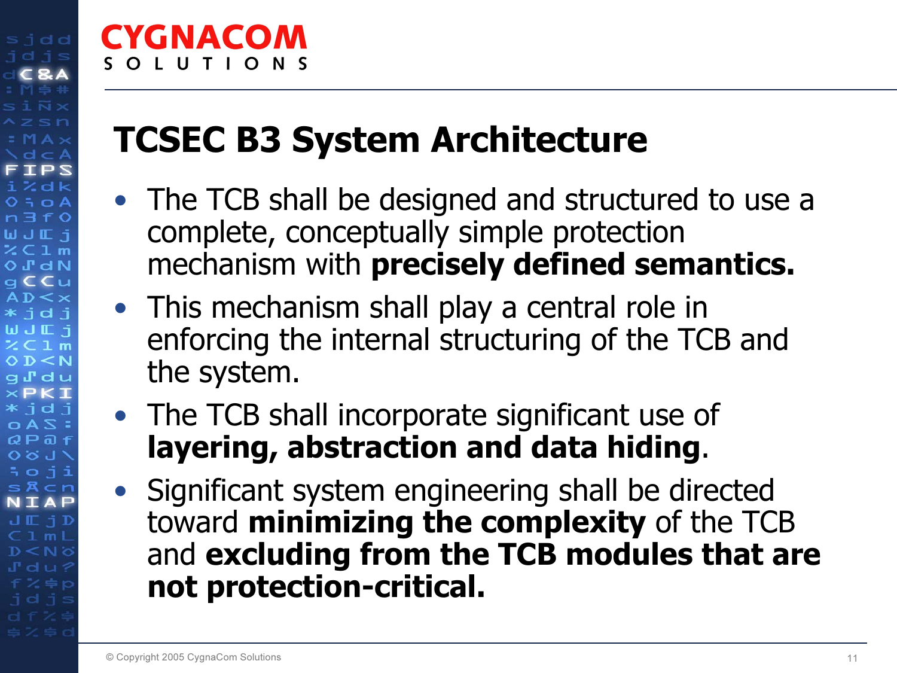# TCSEC B3 System Architecture

- The TCB shall be designed and structured to use a complete, conceptually simple protection mechanism with **precisely defined semantics.**
- This mechanism shall play a central role in enforcing the internal structuring of the TCB and the system.
- The TCB shall incorporate significant use of **layering, abstraction and data hiding**.
- Significant system engineering shall be directed toward **minimizing the complexity** of the TCB and **excluding from the TCB modules that are not protection-critical.**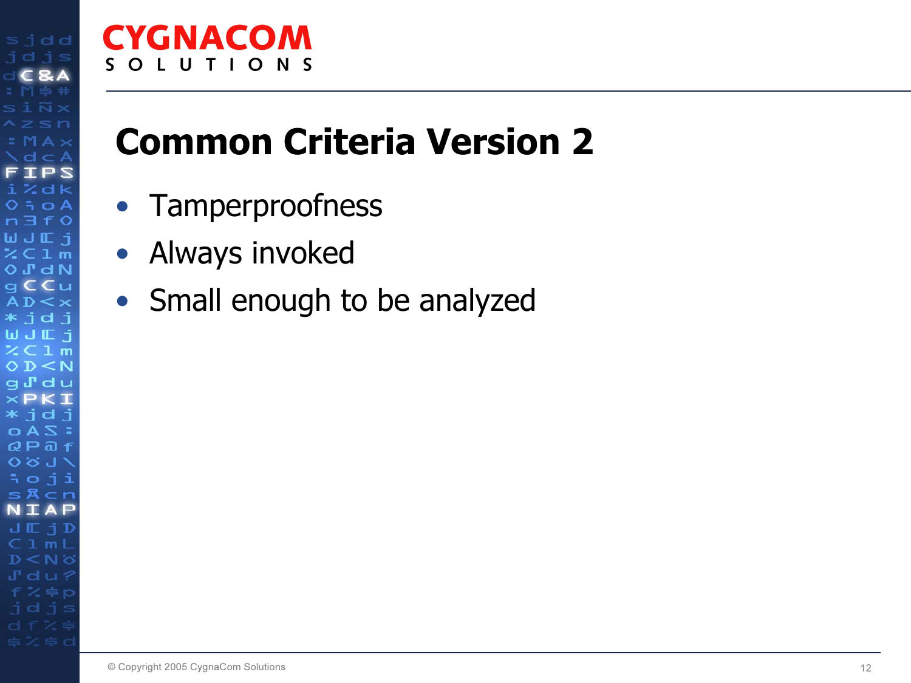# Common Criteria Version 2

- Tamperproofness
- Always invoked
- Small enough to be analyzed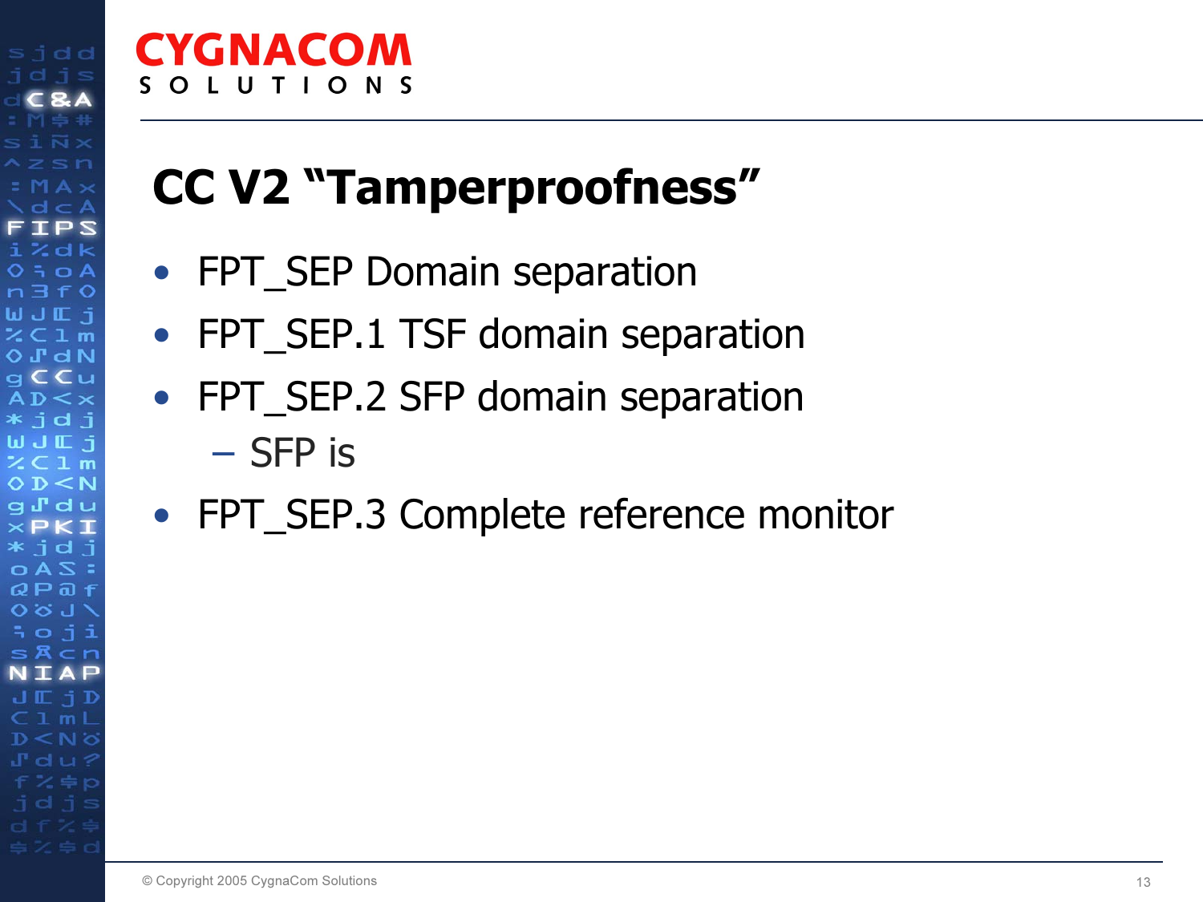# CC V2 "Tamperproofness"

- FPT_SEP Domain separation
- FPT_SEP.1 TSF domain separation
- FPT_SEP.2 SFP domain separation
  - SFP is
- FPT_SEP.3 Complete reference monitor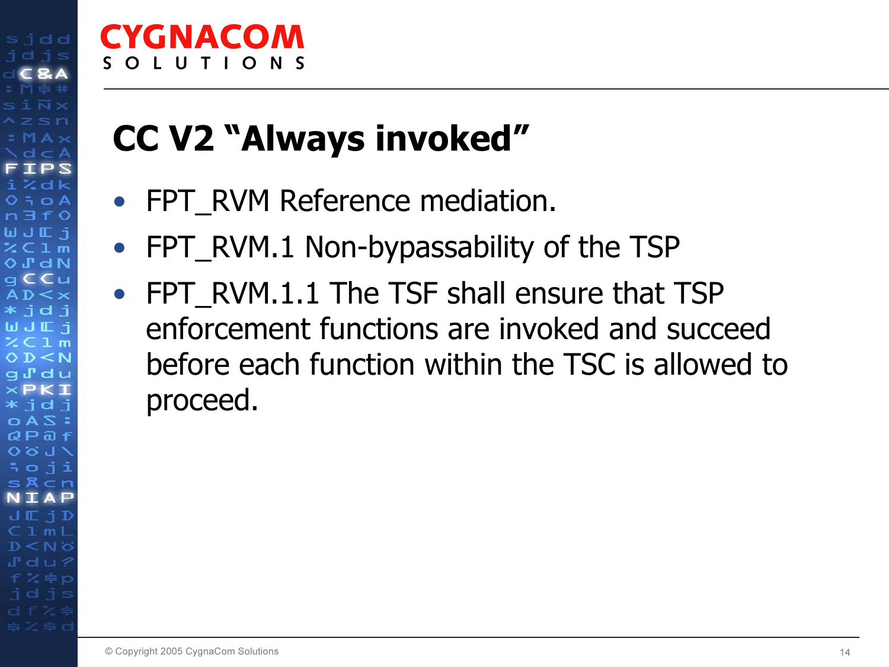# CC V2 “Always invoked”

- FPT_RVM Reference mediation.
- FPT_RVM.1 Non-bypassability of the TSP
- FPT_RVM.1.1 The TSF shall ensure that TSP enforcement functions are invoked and succeed before each function within the TSC is allowed to proceed.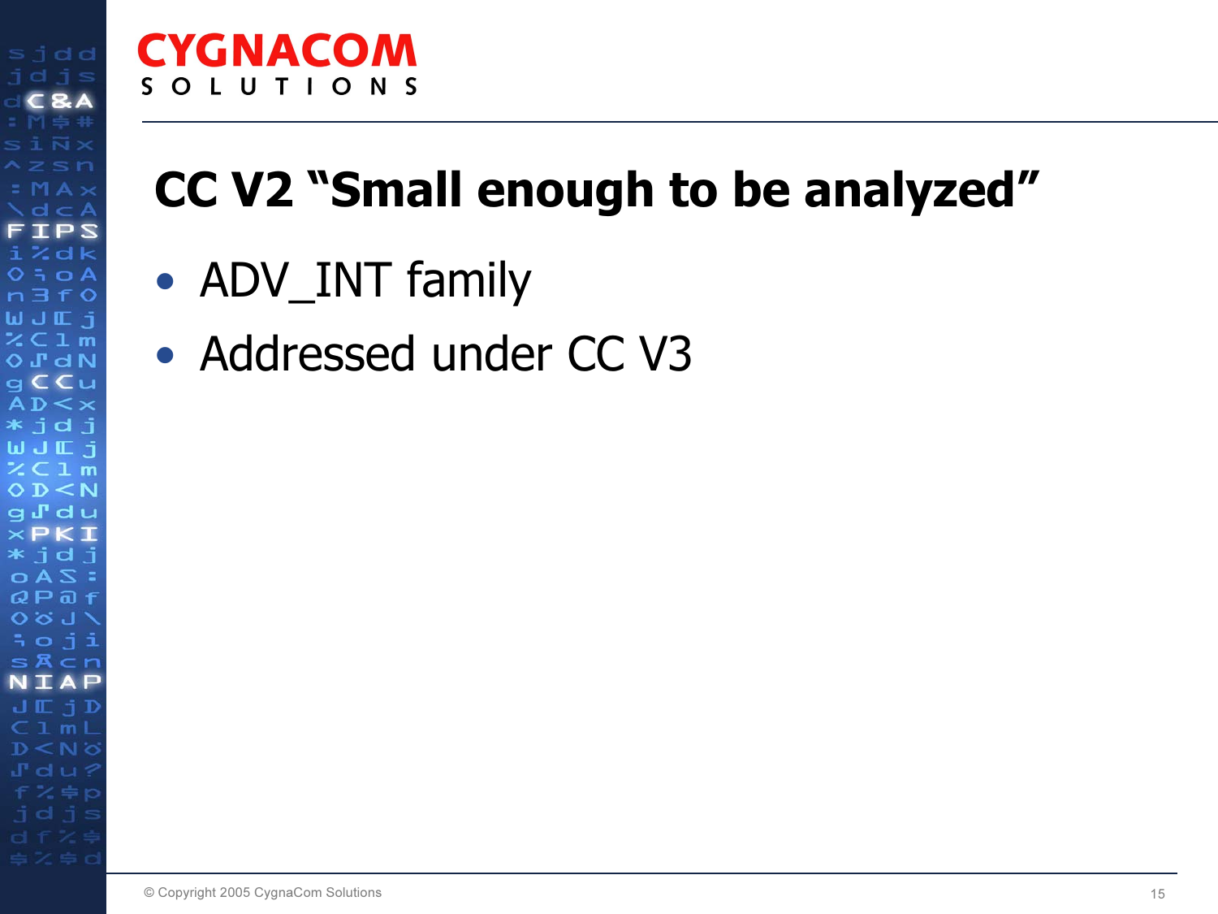## CC V2 “Small enough to be analyzed”

- ADV_INT family
- Addressed under CC V3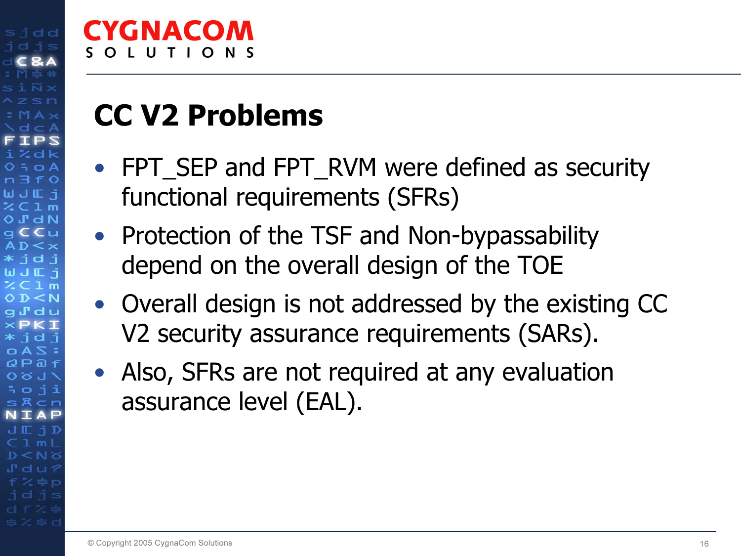## CC V2 Problems

- FPT_SEP and FPT_RVM were defined as security functional requirements (SFRs)
- Protection of the TSF and Non-bypassability depend on the overall design of the TOE
- Overall design is not addressed by the existing CC V2 security assurance requirements (SARs).
- Also, SFRs are not required at any evaluation assurance level (EAL).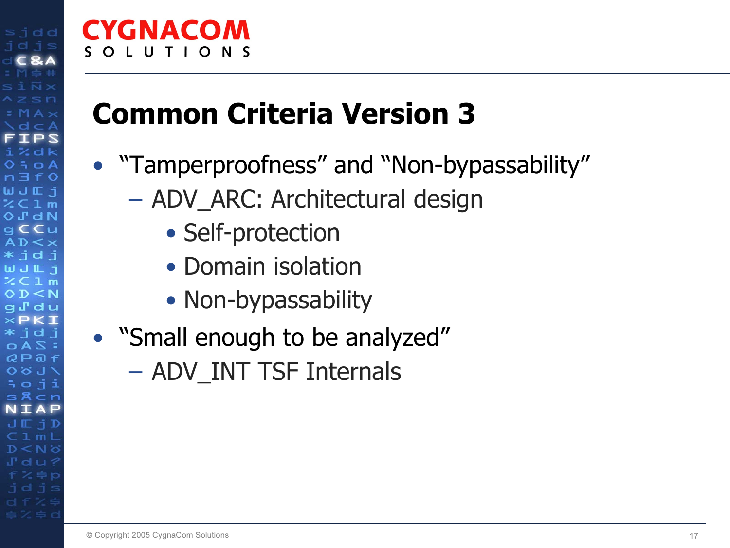# Common Criteria Version 3

- "Tamperproofness" and "Non-bypassability"
  - ADV_ARC: Architectural design
    - Self-protection
    - Domain isolation
    - Non-bypassability
- "Small enough to be analyzed"
  - ADV_INT TSF Internals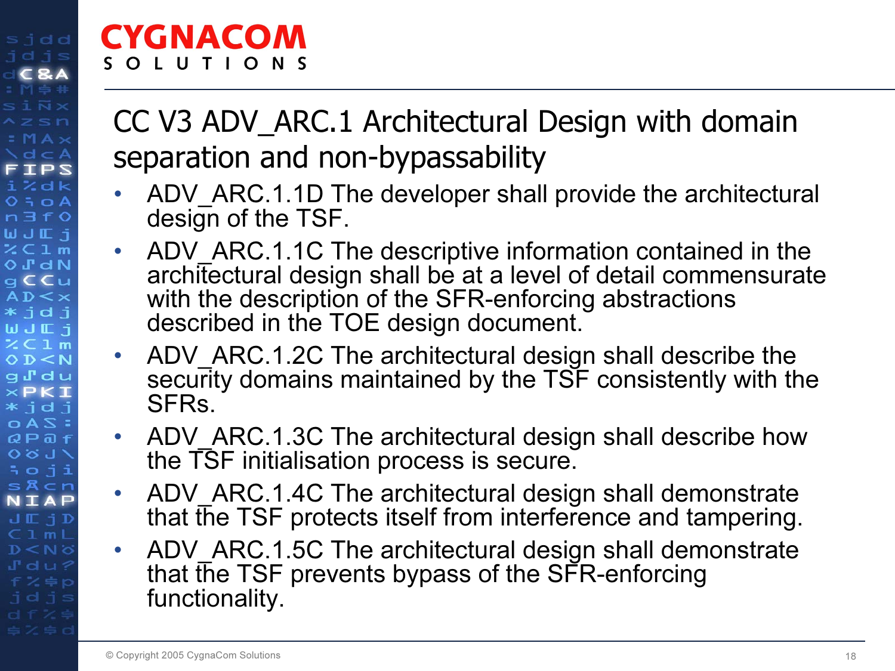# CC V3 ADV_ARC.1 Architectural Design with domain separation and non-bypassability

- ADV_ARC.1.1D The developer shall provide the architectural design of the TSF.
- ADV_ARC.1.1C The descriptive information contained in the architectural design shall be at a level of detail commensurate with the description of the SFR-enforcing abstractions described in the TOE design document.
- ADV_ARC.1.2C The architectural design shall describe the security domains maintained by the TSF consistently with the SFRs.
- ADV_ARC.1.3C The architectural design shall describe how the TSF initialisation process is secure.
- ADV_ARC.1.4C The architectural design shall demonstrate that the TSF protects itself from interference and tampering.
- ADV_ARC.1.5C The architectural design shall demonstrate that the TSF prevents bypass of the SFR-enforcing functionality.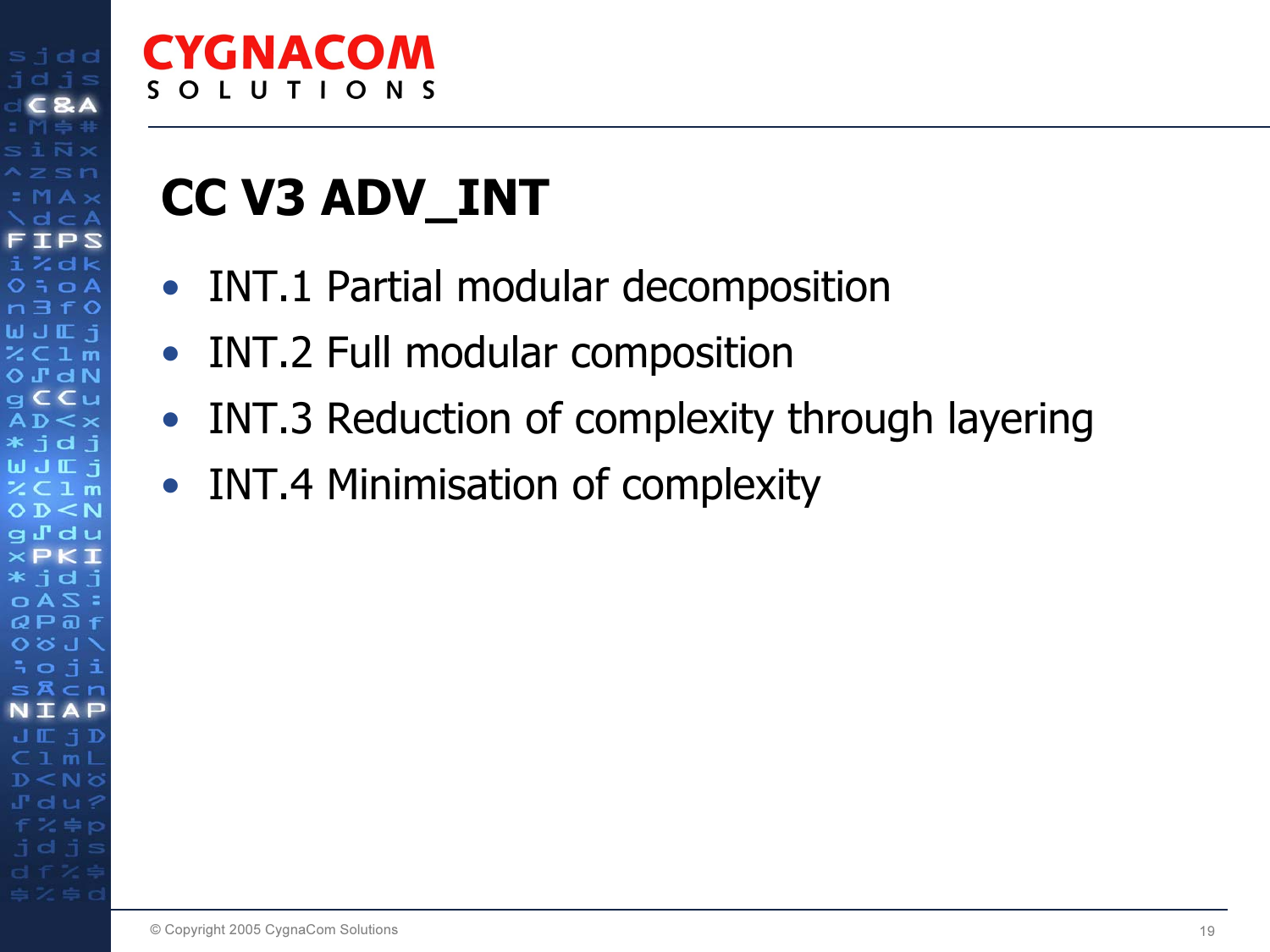# CC V3 ADV_INT

- INT.1 Partial modular decomposition
- INT.2 Full modular composition
- INT.3 Reduction of complexity through layering
- INT.4 Minimisation of complexity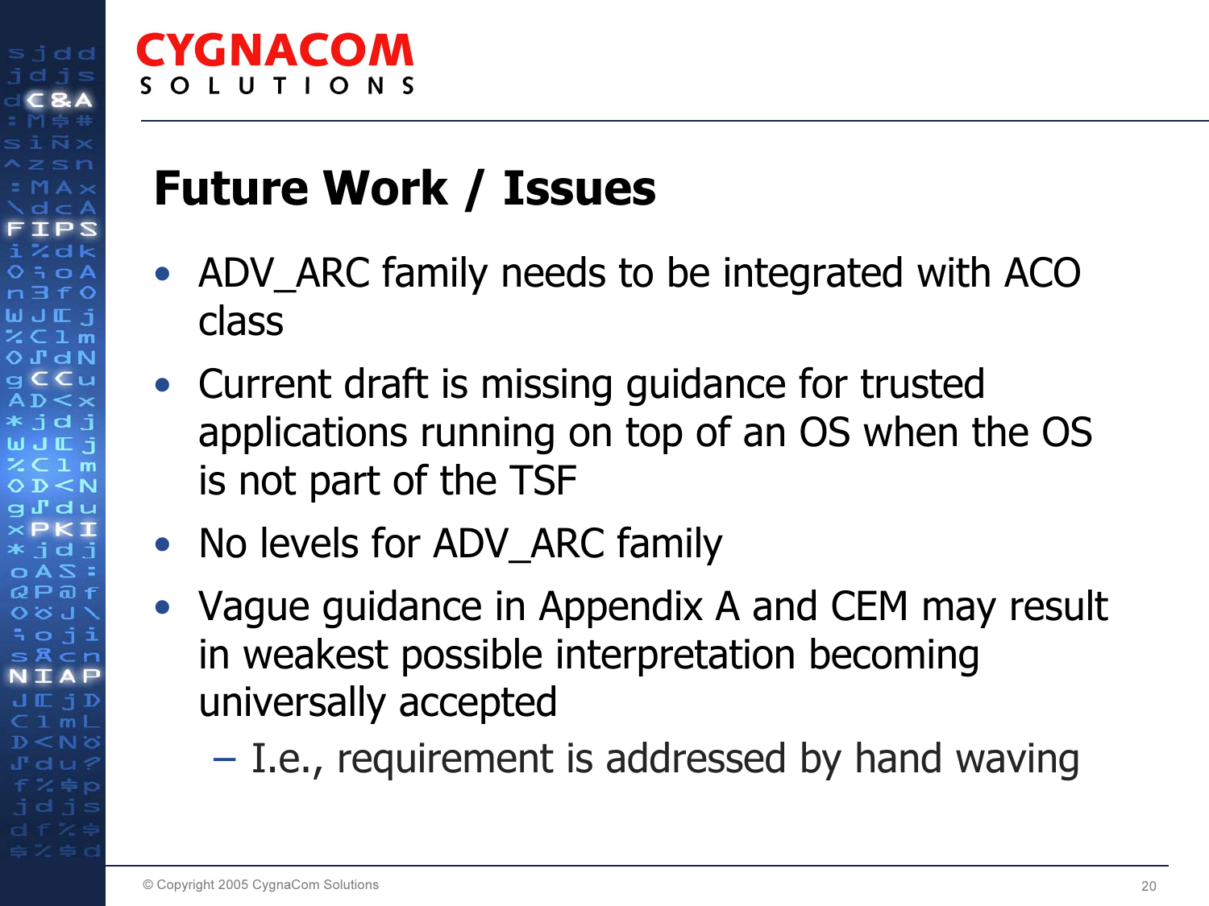# Future Work / Issues

- ADV_ARC family needs to be integrated with ACO class
- Current draft is missing guidance for trusted applications running on top of an OS when the OS is not part of the TSF
- No levels for ADV_ARC family
- Vague guidance in Appendix A and CEM may result in weakest possible interpretation becoming universally accepted
  - I.e., requirement is addressed by hand waving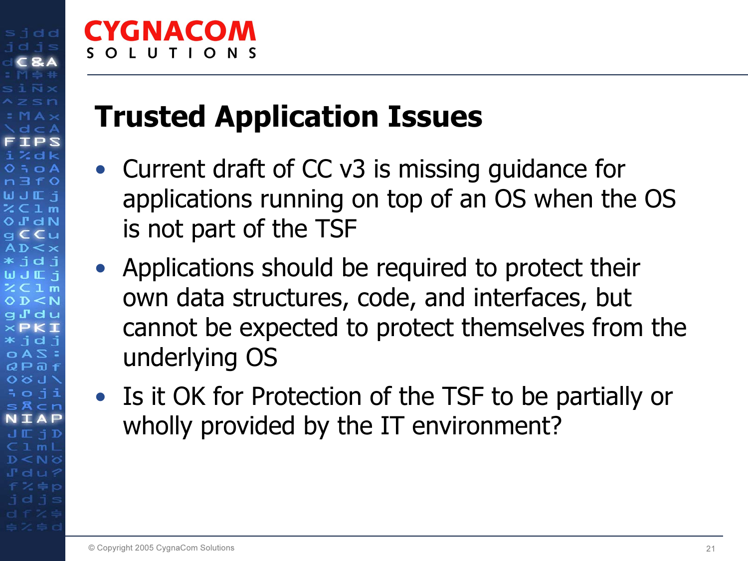# Trusted Application Issues

- Current draft of CC v3 is missing guidance for applications running on top of an OS when the OS is not part of the TSF
- Applications should be required to protect their own data structures, code, and interfaces, but cannot be expected to protect themselves from the underlying OS
- Is it OK for Protection of the TSF to be partially or wholly provided by the IT environment?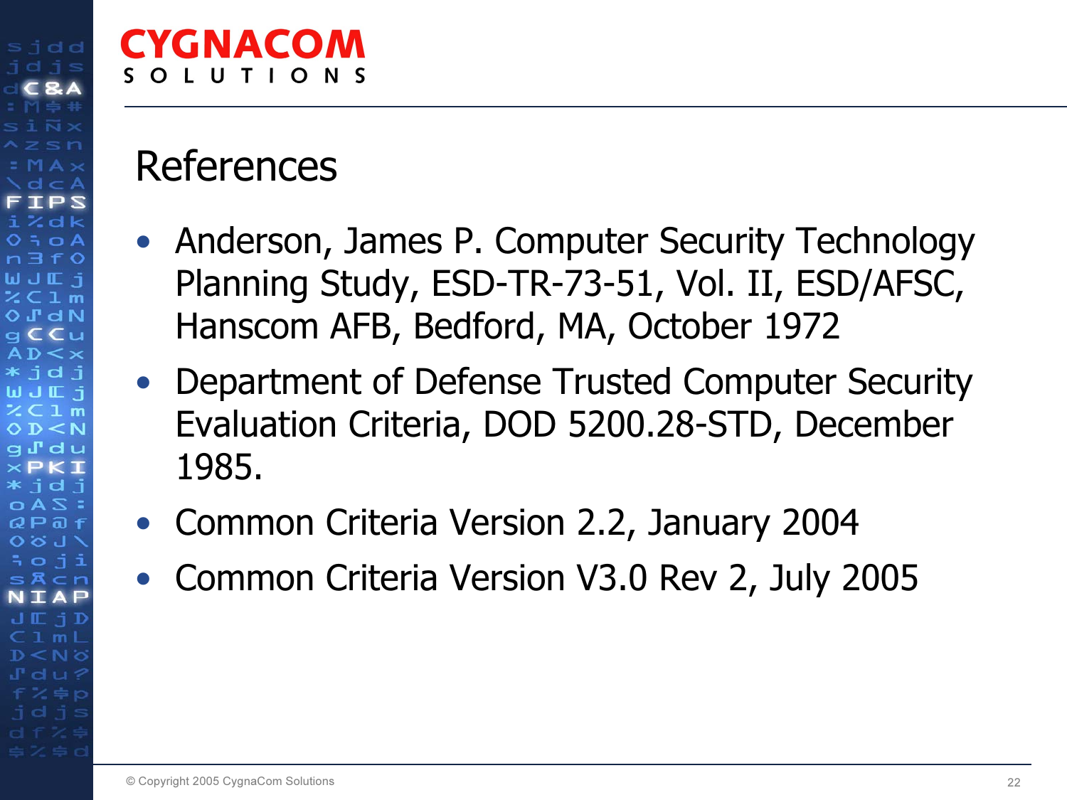# References

- Anderson, James P. Computer Security Technology Planning Study, ESD-TR-73-51, Vol. II, ESD/AFSC, Hanscom AFB, Bedford, MA, October 1972
- Department of Defense Trusted Computer Security Evaluation Criteria, DOD 5200.28-STD, December 1985.
- Common Criteria Version 2.2, January 2004
- Common Criteria Version V3.0 Rev 2, July 2005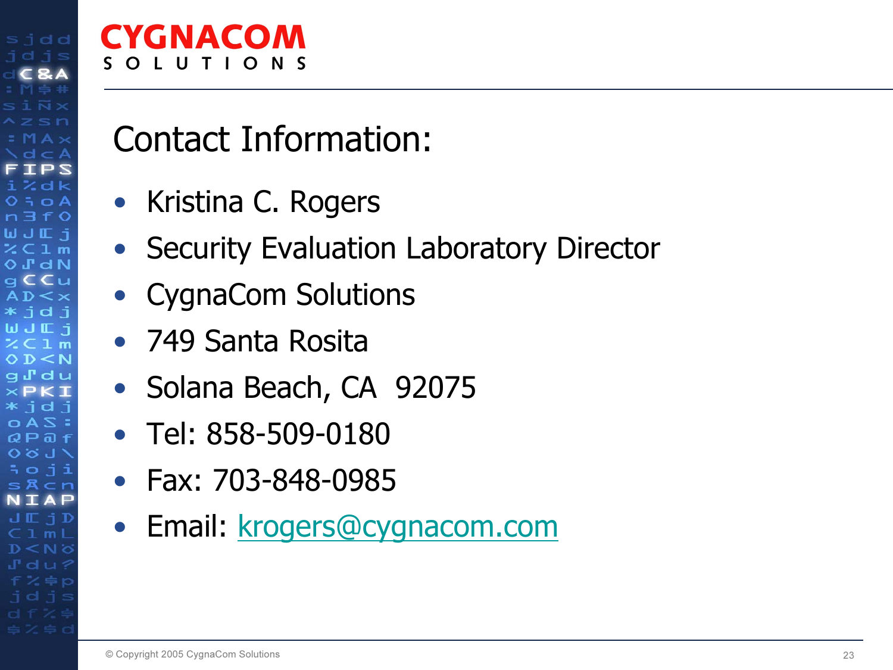CYGNACOM
SOLUTIONS

# Contact Information:

- Kristina C. Rogers
- Security Evaluation Laboratory Director
- CygnaCom Solutions
- 749 Santa Rosita
- Solana Beach, CA  92075
- Tel: 858-509-0180
- Fax: 703-848-0985
- Email: krogers@cygnacom.com

© Copyright 2005 CygnaCom Solutions